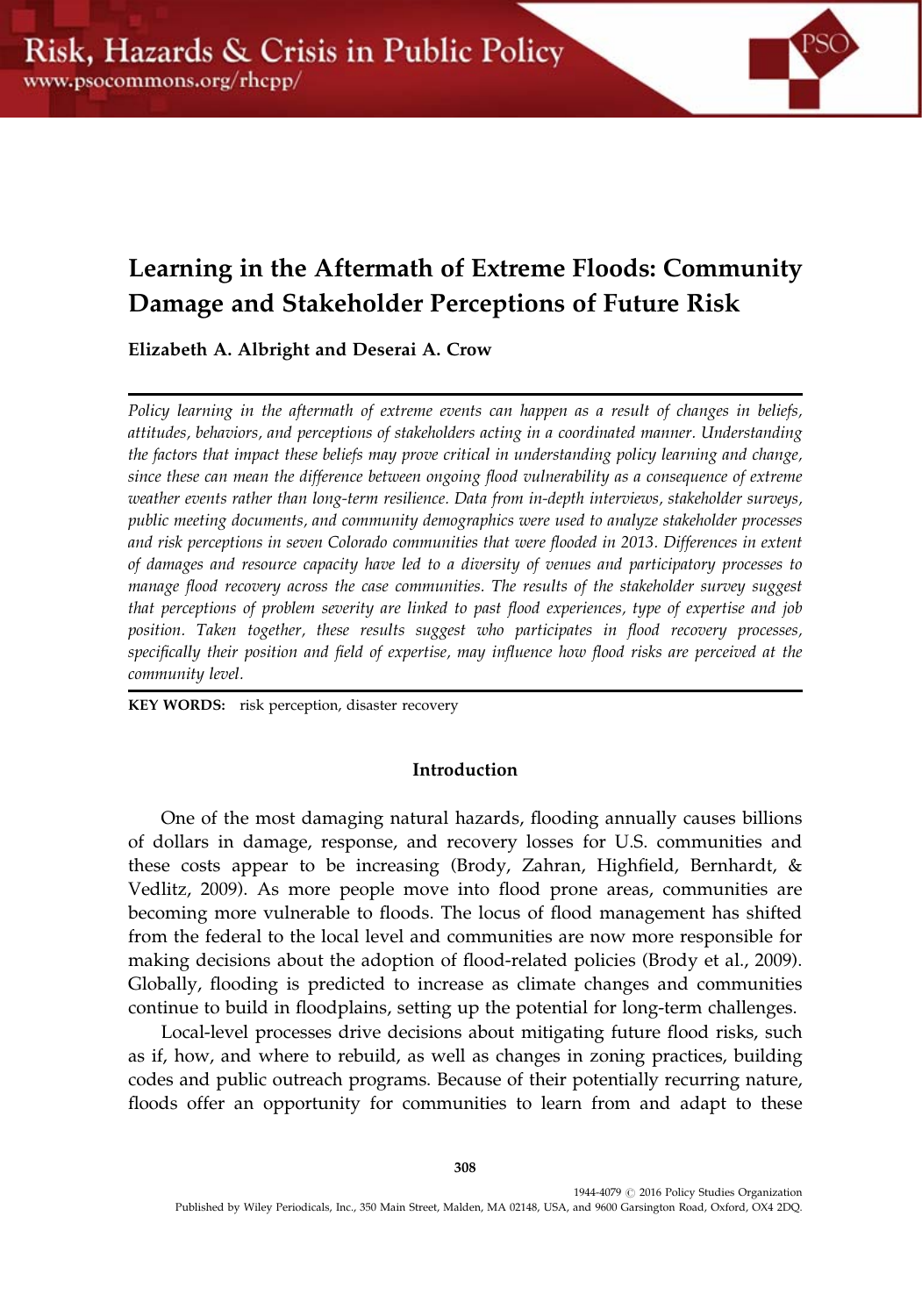# Learning in the Aftermath of Extreme Floods: Community Damage and Stakeholder Perceptions of Future Risk

**Elizabeth A. Albright and Deserai A. Crow**

*Policy learning in the aftermath of extreme events can happen as a result of changes in beliefs, attitudes, behaviors, and perceptions of stakeholders acting in a coordinated manner. Understanding the factors that impact these beliefs may prove critical in understanding policy learning and change, since these can mean the difference between ongoing flood vulnerability as a consequence of extreme weather events rather than long-term resilience. Data from in-depth interviews, stakeholder surveys, public meeting documents, and community demographics were used to analyze stakeholder processes and risk perceptions in seven Colorado communities that were flooded in 2013. Differences in extent of damages and resource capacity have led to a diversity of venues and participatory processes to manage flood recovery across the case communities. The results of the stakeholder survey suggest that perceptions of problem severity are linked to past flood experiences, type of expertise and job position. Taken together, these results suggest who participates in flood recovery processes, specifically their position and field of expertise, may influence how flood risks are perceived at the community level.*

**KEY WORDS:** risk perception, disaster recovery

## Introduction

One of the most damaging natural hazards, flooding annually causes billions of dollars in damage, response, and recovery losses for U.S. communities and these costs appear to be increasing (Brody, Zahran, Highfield, Bernhardt, & Vedlitz, 2009). As more people move into flood prone areas, communities are becoming more vulnerable to floods. The locus of flood management has shifted from the federal to the local level and communities are now more responsible for making decisions about the adoption of flood-related policies (Brody et al., 2009). Globally, flooding is predicted to increase as climate changes and communities continue to build in floodplains, setting up the potential for long-term challenges.

Local-level processes drive decisions about mitigating future flood risks, such as if, how, and where to rebuild, as well as changes in zoning practices, building codes and public outreach programs. Because of their potentially recurring nature, floods offer an opportunity for communities to learn from and adapt to these

1944-4079 © 2016 Policy Studies Organization
Published by Wiley Periodicals, Inc., 350 Main Street, Malden, MA 02148, USA, and 9600 Garsington Road, Oxford, OX4 2DQ.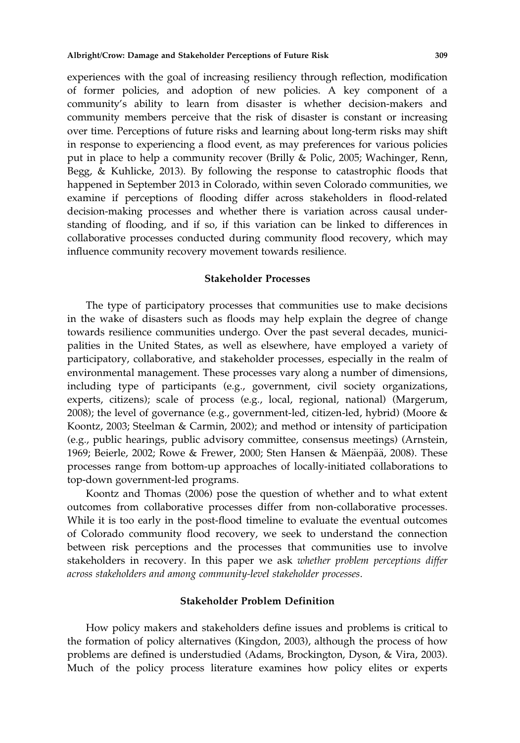experiences with the goal of increasing resiliency through reflection, modification of former policies, and adoption of new policies. A key component of a community's ability to learn from disaster is whether decision-makers and community members perceive that the risk of disaster is constant or increasing over time. Perceptions of future risks and learning about long-term risks may shift in response to experiencing a flood event, as may preferences for various policies put in place to help a community recover (Brilly & Polic, 2005; Wachinger, Renn, Begg, & Kuhlicke, 2013). By following the response to catastrophic floods that happened in September 2013 in Colorado, within seven Colorado communities, we examine if perceptions of flooding differ across stakeholders in flood-related decision-making processes and whether there is variation across causal understanding of flooding, and if so, if this variation can be linked to differences in collaborative processes conducted during community flood recovery, which may influence community recovery movement towards resilience.

## Stakeholder Processes

The type of participatory processes that communities use to make decisions in the wake of disasters such as floods may help explain the degree of change towards resilience communities undergo. Over the past several decades, municipalities in the United States, as well as elsewhere, have employed a variety of participatory, collaborative, and stakeholder processes, especially in the realm of environmental management. These processes vary along a number of dimensions, including type of participants (e.g., government, civil society organizations, experts, citizens); scale of process (e.g., local, regional, national) (Margerum, 2008); the level of governance (e.g., government-led, citizen-led, hybrid) (Moore & Koontz, 2003; Steelman & Carmin, 2002); and method or intensity of participation (e.g., public hearings, public advisory committee, consensus meetings) (Arnstein, 1969; Beierle, 2002; Rowe & Frewer, 2000; Sten Hansen & Mäenpää, 2008). These processes range from bottom-up approaches of locally-initiated collaborations to top-down government-led programs.

Koontz and Thomas (2006) pose the question of whether and to what extent outcomes from collaborative processes differ from non-collaborative processes. While it is too early in the post-flood timeline to evaluate the eventual outcomes of Colorado community flood recovery, we seek to understand the connection between risk perceptions and the processes that communities use to involve stakeholders in recovery. In this paper we ask *whether problem perceptions differ across stakeholders and among community-level stakeholder processes*.

## Stakeholder Problem Definition

How policy makers and stakeholders define issues and problems is critical to the formation of policy alternatives (Kingdon, 2003), although the process of how problems are defined is understudied (Adams, Brockington, Dyson, & Vira, 2003). Much of the policy process literature examines how policy elites or experts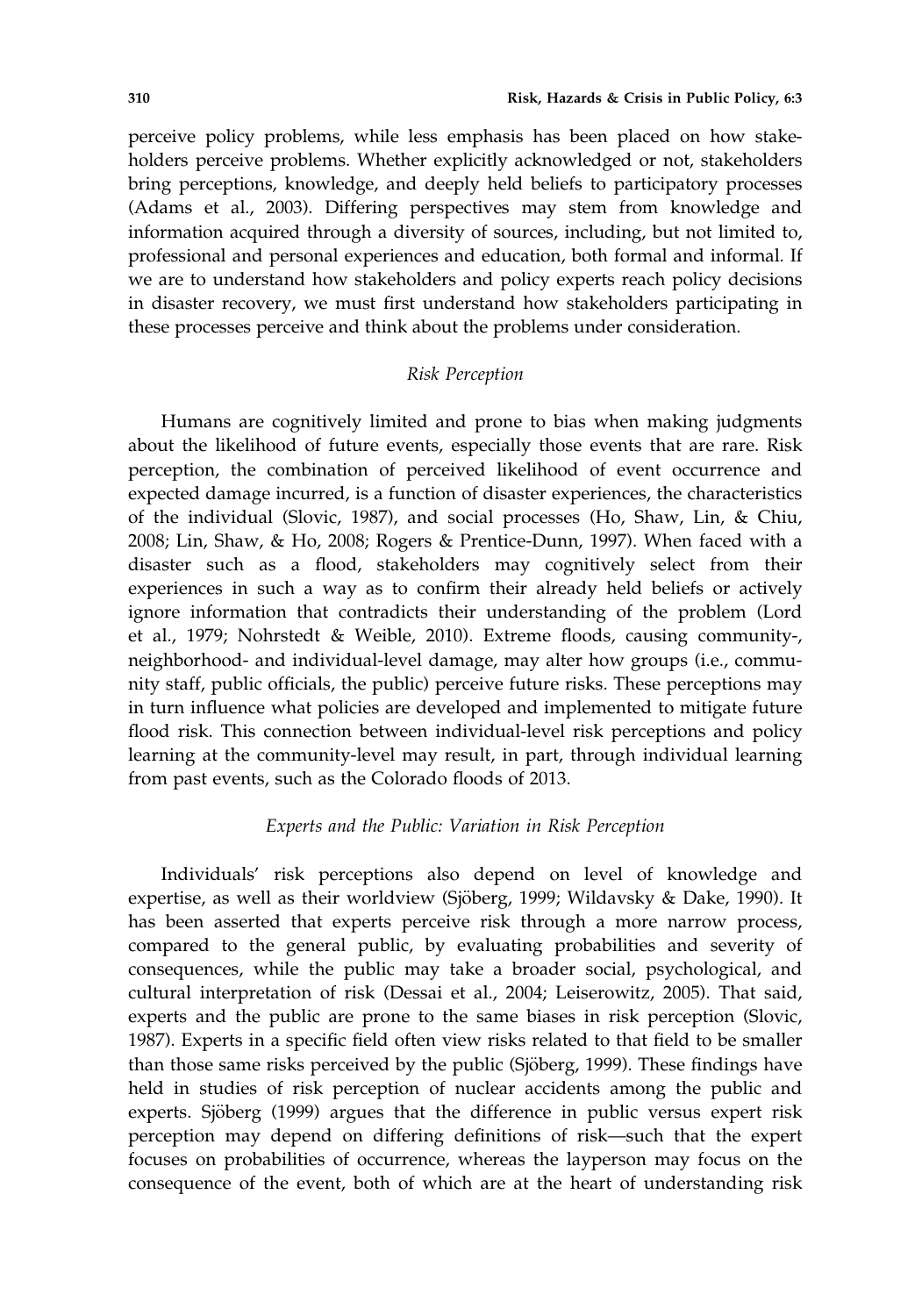perceive policy problems, while less emphasis has been placed on how stakeholders perceive problems. Whether explicitly acknowledged or not, stakeholders bring perceptions, knowledge, and deeply held beliefs to participatory processes (Adams et al., 2003). Differing perspectives may stem from knowledge and information acquired through a diversity of sources, including, but not limited to, professional and personal experiences and education, both formal and informal. If we are to understand how stakeholders and policy experts reach policy decisions in disaster recovery, we must first understand how stakeholders participating in these processes perceive and think about the problems under consideration.

### *Risk Perception*

Humans are cognitively limited and prone to bias when making judgments about the likelihood of future events, especially those events that are rare. Risk perception, the combination of perceived likelihood of event occurrence and expected damage incurred, is a function of disaster experiences, the characteristics of the individual (Slovic, 1987), and social processes (Ho, Shaw, Lin, & Chiu, 2008; Lin, Shaw, & Ho, 2008; Rogers & Prentice-Dunn, 1997). When faced with a disaster such as a flood, stakeholders may cognitively select from their experiences in such a way as to confirm their already held beliefs or actively ignore information that contradicts their understanding of the problem (Lord et al., 1979; Nohrstedt & Weible, 2010). Extreme floods, causing community-, neighborhood- and individual-level damage, may alter how groups (i.e., community staff, public officials, the public) perceive future risks. These perceptions may in turn influence what policies are developed and implemented to mitigate future flood risk. This connection between individual-level risk perceptions and policy learning at the community-level may result, in part, through individual learning from past events, such as the Colorado floods of 2013.

### *Experts and the Public: Variation in Risk Perception*

Individuals' risk perceptions also depend on level of knowledge and expertise, as well as their worldview (Sjöberg, 1999; Wildavsky & Dake, 1990). It has been asserted that experts perceive risk through a more narrow process, compared to the general public, by evaluating probabilities and severity of consequences, while the public may take a broader social, psychological, and cultural interpretation of risk (Dessai et al., 2004; Leiserowitz, 2005). That said, experts and the public are prone to the same biases in risk perception (Slovic, 1987). Experts in a specific field often view risks related to that field to be smaller than those same risks perceived by the public (Sjöberg, 1999). These findings have held in studies of risk perception of nuclear accidents among the public and experts. Sjöberg (1999) argues that the difference in public versus expert risk perception may depend on differing definitions of risk—such that the expert focuses on probabilities of occurrence, whereas the layperson may focus on the consequence of the event, both of which are at the heart of understanding risk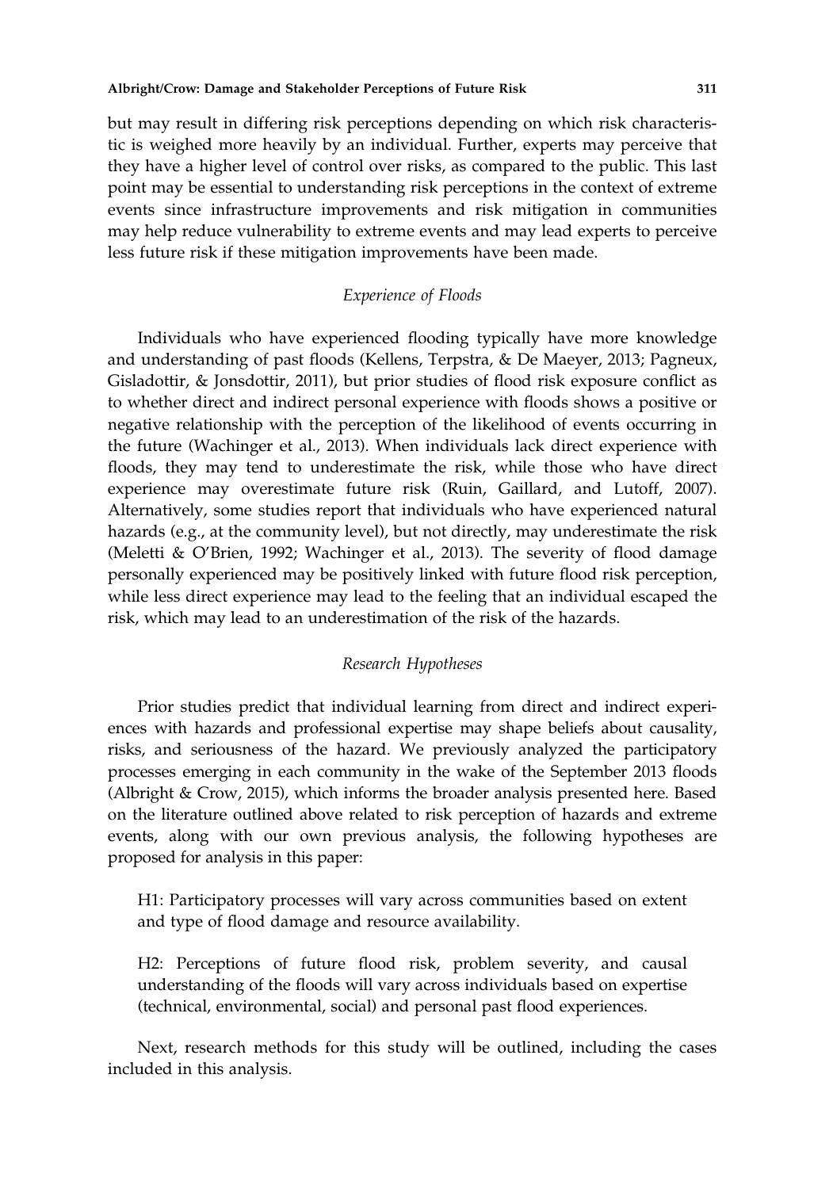but may result in differing risk perceptions depending on which risk characteristic is weighed more heavily by an individual. Further, experts may perceive that they have a higher level of control over risks, as compared to the public. This last point may be essential to understanding risk perceptions in the context of extreme events since infrastructure improvements and risk mitigation in communities may help reduce vulnerability to extreme events and may lead experts to perceive less future risk if these mitigation improvements have been made.

### *Experience of Floods*

Individuals who have experienced flooding typically have more knowledge and understanding of past floods (Kellens, Terpstra, & De Maeyer, 2013; Pagneux, Gisladottir, & Jonsdottir, 2011), but prior studies of flood risk exposure conflict as to whether direct and indirect personal experience with floods shows a positive or negative relationship with the perception of the likelihood of events occurring in the future (Wachinger et al., 2013). When individuals lack direct experience with floods, they may tend to underestimate the risk, while those who have direct experience may overestimate future risk (Ruin, Gaillard, and Lutoff, 2007). Alternatively, some studies report that individuals who have experienced natural hazards (e.g., at the community level), but not directly, may underestimate the risk (Meletti & O'Brien, 1992; Wachinger et al., 2013). The severity of flood damage personally experienced may be positively linked with future flood risk perception, while less direct experience may lead to the feeling that an individual escaped the risk, which may lead to an underestimation of the risk of the hazards.

### *Research Hypotheses*

Prior studies predict that individual learning from direct and indirect experiences with hazards and professional expertise may shape beliefs about causality, risks, and seriousness of the hazard. We previously analyzed the participatory processes emerging in each community in the wake of the September 2013 floods (Albright & Crow, 2015), which informs the broader analysis presented here. Based on the literature outlined above related to risk perception of hazards and extreme events, along with our own previous analysis, the following hypotheses are proposed for analysis in this paper:

H1: Participatory processes will vary across communities based on extent and type of flood damage and resource availability.

H2: Perceptions of future flood risk, problem severity, and causal understanding of the floods will vary across individuals based on expertise (technical, environmental, social) and personal past flood experiences.

Next, research methods for this study will be outlined, including the cases included in this analysis.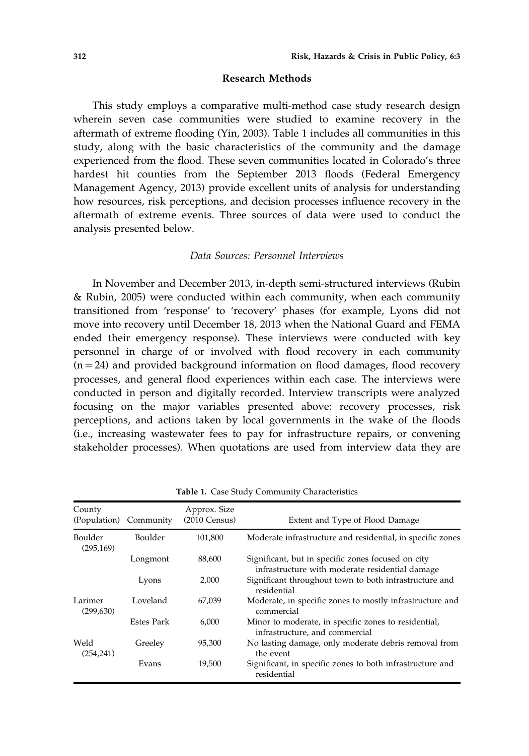## Research Methods

This study employs a comparative multi-method case study research design wherein seven case communities were studied to examine recovery in the aftermath of extreme flooding (Yin, 2003). Table 1 includes all communities in this study, along with the basic characteristics of the community and the damage experienced from the flood. These seven communities located in Colorado's three hardest hit counties from the September 2013 floods (Federal Emergency Management Agency, 2013) provide excellent units of analysis for understanding how resources, risk perceptions, and decision processes influence recovery in the aftermath of extreme events. Three sources of data were used to conduct the analysis presented below.

### *Data Sources: Personnel Interviews*

In November and December 2013, in-depth semi-structured interviews (Rubin & Rubin, 2005) were conducted within each community, when each community transitioned from 'response' to 'recovery' phases (for example, Lyons did not move into recovery until December 18, 2013 when the National Guard and FEMA ended their emergency response). These interviews were conducted with key personnel in charge of or involved with flood recovery in each community (n = 24) and provided background information on flood damages, flood recovery processes, and general flood experiences within each case. The interviews were conducted in person and digitally recorded. Interview transcripts were analyzed focusing on the major variables presented above: recovery processes, risk perceptions, and actions taken by local governments in the wake of the floods (i.e., increasing wastewater fees to pay for infrastructure repairs, or convening stakeholder processes). When quotations are used from interview data they are

**Table 1.** Case Study Community Characteristics

| County (Population) | Community | Approx. Size (2010 Census) | Extent and Type of Flood Damage |
|---|---|---|---|
| Boulder (295,169) | Boulder | 101,800 | Moderate infrastructure and residential, in specific zones |
| | Longmont | 88,600 | Significant, but in specific zones focused on city infrastructure with moderate residential damage |
| | Lyons | 2,000 | Significant throughout town to both infrastructure and residential |
| Larimer (299,630) | Loveland | 67,039 | Moderate, in specific zones to mostly infrastructure and commercial |
| | Estes Park | 6,000 | Minor to moderate, in specific zones to residential, infrastructure, and commercial |
| Weld (254,241) | Greeley | 95,300 | No lasting damage, only moderate debris removal from the event |
| | Evans | 19,500 | Significant, in specific zones to both infrastructure and residential |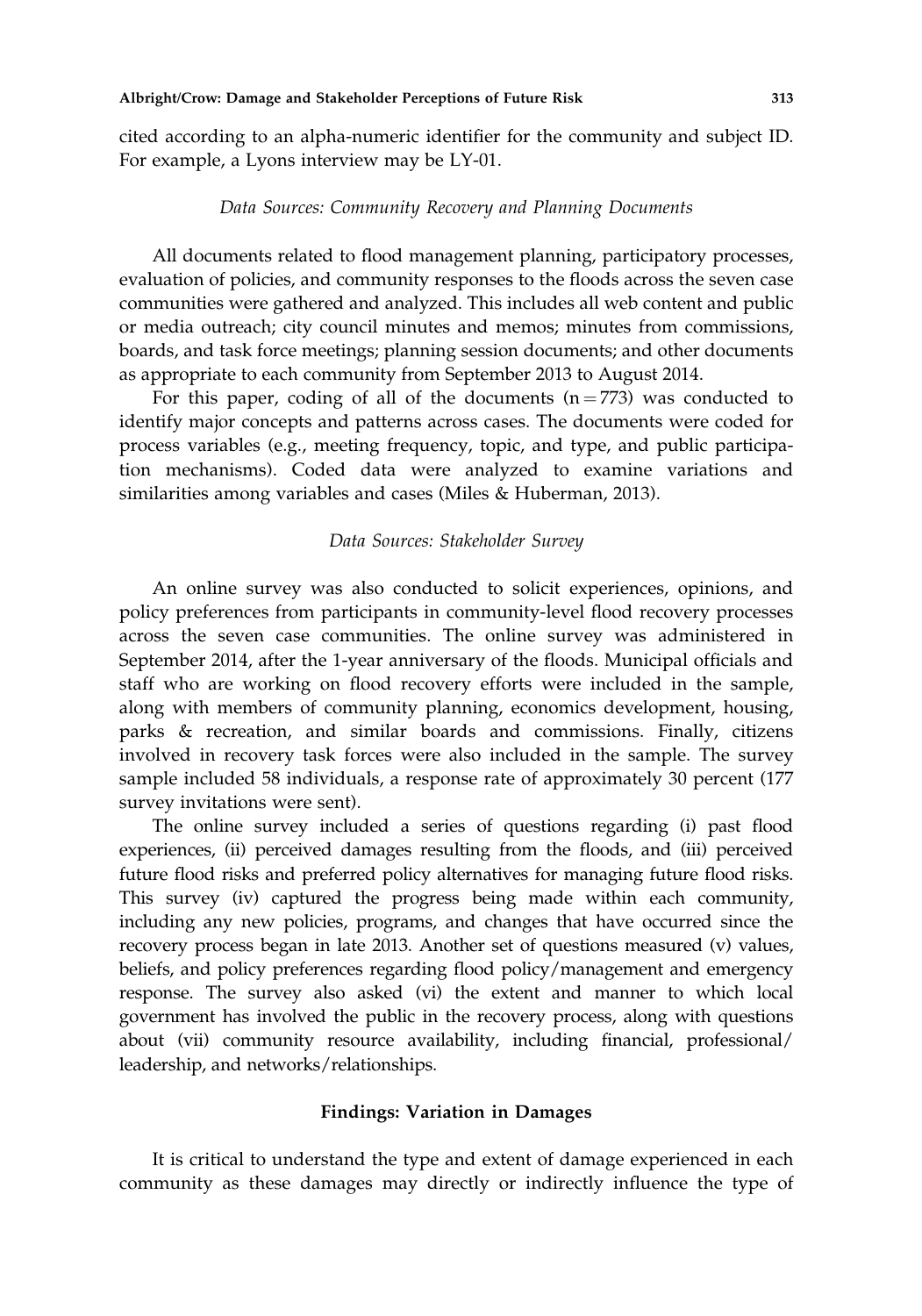cited according to an alpha-numeric identifier for the community and subject ID. For example, a Lyons interview may be LY-01.

*Data Sources: Community Recovery and Planning Documents*

All documents related to flood management planning, participatory processes, evaluation of policies, and community responses to the floods across the seven case communities were gathered and analyzed. This includes all web content and public or media outreach; city council minutes and memos; minutes from commissions, boards, and task force meetings; planning session documents; and other documents as appropriate to each community from September 2013 to August 2014.

For this paper, coding of all of the documents ($n = 773$) was conducted to identify major concepts and patterns across cases. The documents were coded for process variables (e.g., meeting frequency, topic, and type, and public participation mechanisms). Coded data were analyzed to examine variations and similarities among variables and cases (Miles & Huberman, 2013).

*Data Sources: Stakeholder Survey*

An online survey was also conducted to solicit experiences, opinions, and policy preferences from participants in community-level flood recovery processes across the seven case communities. The online survey was administered in September 2014, after the 1-year anniversary of the floods. Municipal officials and staff who are working on flood recovery efforts were included in the sample, along with members of community planning, economics development, housing, parks & recreation, and similar boards and commissions. Finally, citizens involved in recovery task forces were also included in the sample. The survey sample included 58 individuals, a response rate of approximately 30 percent (177 survey invitations were sent).

The online survey included a series of questions regarding (i) past flood experiences, (ii) perceived damages resulting from the floods, and (iii) perceived future flood risks and preferred policy alternatives for managing future flood risks. This survey (iv) captured the progress being made within each community, including any new policies, programs, and changes that have occurred since the recovery process began in late 2013. Another set of questions measured (v) values, beliefs, and policy preferences regarding flood policy/management and emergency response. The survey also asked (vi) the extent and manner to which local government has involved the public in the recovery process, along with questions about (vii) community resource availability, including financial, professional/leadership, and networks/relationships.

## Findings: Variation in Damages

It is critical to understand the type and extent of damage experienced in each community as these damages may directly or indirectly influence the type of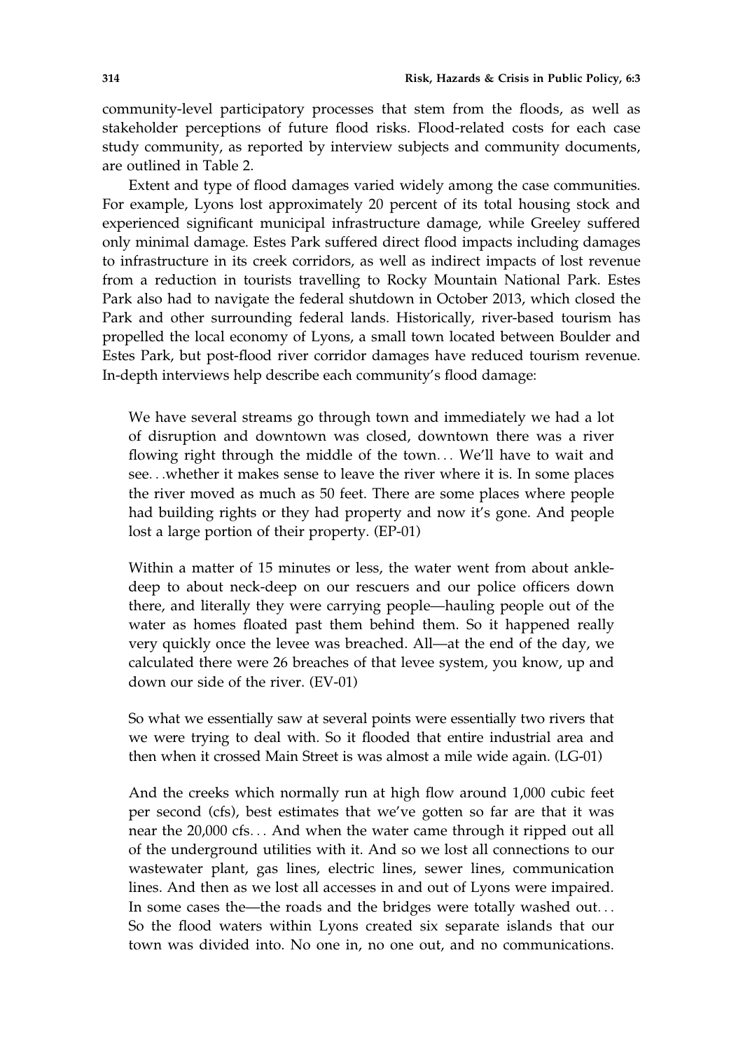community-level participatory processes that stem from the floods, as well as stakeholder perceptions of future flood risks. Flood-related costs for each case study community, as reported by interview subjects and community documents, are outlined in Table 2.

Extent and type of flood damages varied widely among the case communities. For example, Lyons lost approximately 20 percent of its total housing stock and experienced significant municipal infrastructure damage, while Greeley suffered only minimal damage. Estes Park suffered direct flood impacts including damages to infrastructure in its creek corridors, as well as indirect impacts of lost revenue from a reduction in tourists travelling to Rocky Mountain National Park. Estes Park also had to navigate the federal shutdown in October 2013, which closed the Park and other surrounding federal lands. Historically, river-based tourism has propelled the local economy of Lyons, a small town located between Boulder and Estes Park, but post-flood river corridor damages have reduced tourism revenue. In-depth interviews help describe each community's flood damage:

> We have several streams go through town and immediately we had a lot of disruption and downtown was closed, downtown there was a river flowing right through the middle of the town... We'll have to wait and see...whether it makes sense to leave the river where it is. In some places the river moved as much as 50 feet. There are some places where people had building rights or they had property and now it's gone. And people lost a large portion of their property. (EP-01)

> Within a matter of 15 minutes or less, the water went from about ankle-deep to about neck-deep on our rescuers and our police officers down there, and literally they were carrying people—hauling people out of the water as homes floated past them behind them. So it happened really very quickly once the levee was breached. All—at the end of the day, we calculated there were 26 breaches of that levee system, you know, up and down our side of the river. (EV-01)

> So what we essentially saw at several points were essentially two rivers that we were trying to deal with. So it flooded that entire industrial area and then when it crossed Main Street is was almost a mile wide again. (LG-01)

> And the creeks which normally run at high flow around 1,000 cubic feet per second (cfs), best estimates that we've gotten so far are that it was near the 20,000 cfs... And when the water came through it ripped out all of the underground utilities with it. And so we lost all connections to our wastewater plant, gas lines, electric lines, sewer lines, communication lines. And then as we lost all accesses in and out of Lyons were impaired. In some cases the—the roads and the bridges were totally washed out... So the flood waters within Lyons created six separate islands that our town was divided into. No one in, no one out, and no communications.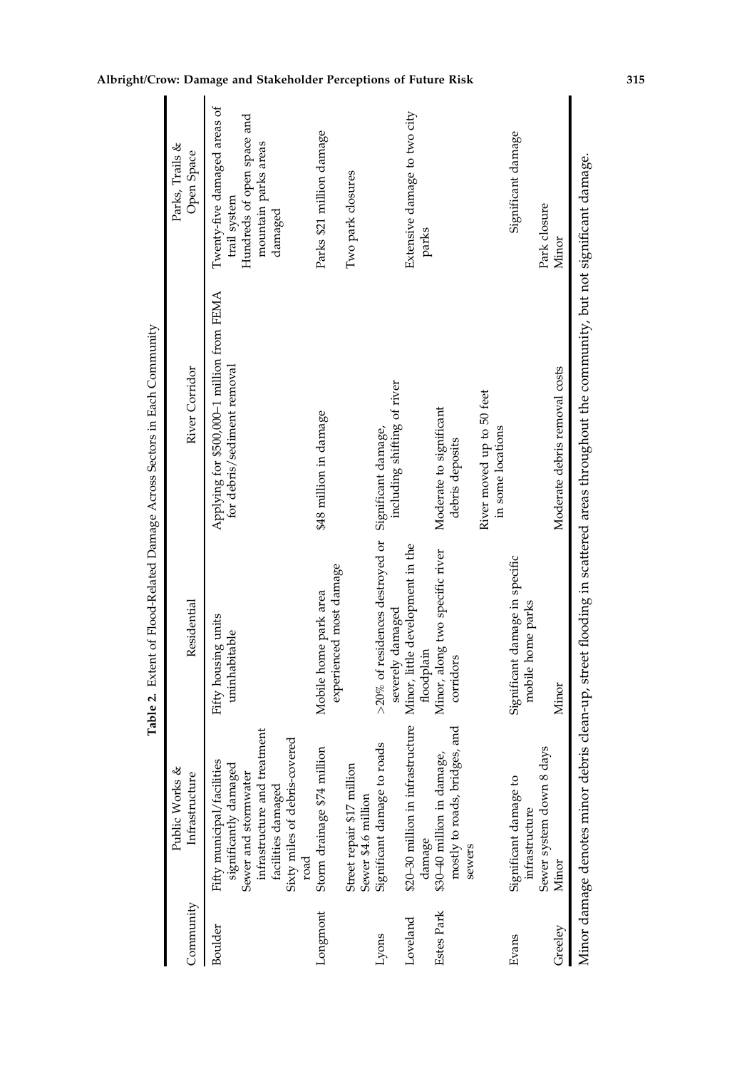**Table 2.** Extent of Flood-Related Damage Across Sectors in Each Community

| Community | Public Works & Infrastructure | Residential | River Corridor | Parks, Trails & Open Space |
|---|---|---|---|---|
| Boulder | Fifty municipal/facilities significantly damaged<br>Sewer and stormwater infrastructure and treatment facilities damaged<br>Sixty miles of debris-covered road | Fifty housing units uninhabitable | Applying for \$500,000–1 million from FEMA for debris/sediment removal | Twenty-five damaged areas of trail system<br>Hundreds of open space and mountain parks areas damaged |
| Longmont | Storm drainage \$74 million<br>Street repair \$17 million<br>Sewer \$4.6 million | Mobile home park area experienced most damage | \$48 million in damage | Parks \$21 million damage<br>Two park closures |
| Lyons | Significant damage to roads | >20% of residences destroyed or severely damaged | Significant damage, including shifting of river | |
| Loveland | \$20–30 million in infrastructure damage | Minor, little development in the floodplain | | Extensive damage to two city parks |
| Estes Park | \$30–40 million in damage, mostly to roads, bridges, and sewers | Minor, along two specific river corridors | Moderate to significant debris deposits<br>River moved up to 50 feet in some locations | |
| Evans | Significant damage to infrastructure<br>Sewer system down 8 days | Significant damage in specific mobile home parks | | Significant damage<br>Park closure |
| Greeley | Minor | Minor | Moderate debris removal costs | Minor |

Minor damage denotes minor debris clean-up, street flooding in scattered areas throughout the community, but not significant damage.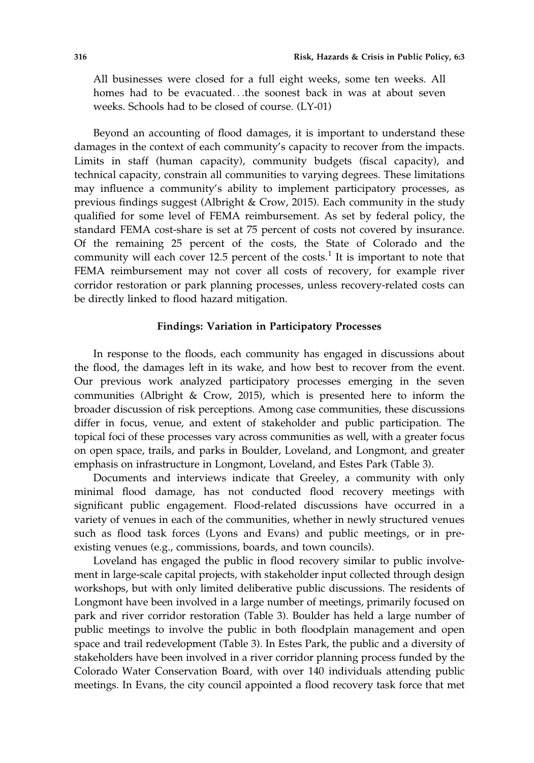> All businesses were closed for a full eight weeks, some ten weeks. All homes had to be evacuated…the soonest back in was at about seven weeks. Schools had to be closed of course. (LY-01)

Beyond an accounting of flood damages, it is important to understand these damages in the context of each community's capacity to recover from the impacts. Limits in staff (human capacity), community budgets (fiscal capacity), and technical capacity, constrain all communities to varying degrees. These limitations may influence a community's ability to implement participatory processes, as previous findings suggest (Albright & Crow, 2015). Each community in the study qualified for some level of FEMA reimbursement. As set by federal policy, the standard FEMA cost-share is set at 75 percent of costs not covered by insurance. Of the remaining 25 percent of the costs, the State of Colorado and the community will each cover 12.5 percent of the costs.[1] It is important to note that FEMA reimbursement may not cover all costs of recovery, for example river corridor restoration or park planning processes, unless recovery-related costs can be directly linked to flood hazard mitigation.

## Findings: Variation in Participatory Processes

In response to the floods, each community has engaged in discussions about the flood, the damages left in its wake, and how best to recover from the event. Our previous work analyzed participatory processes emerging in the seven communities (Albright & Crow, 2015), which is presented here to inform the broader discussion of risk perceptions. Among case communities, these discussions differ in focus, venue, and extent of stakeholder and public participation. The topical foci of these processes vary across communities as well, with a greater focus on open space, trails, and parks in Boulder, Loveland, and Longmont, and greater emphasis on infrastructure in Longmont, Loveland, and Estes Park (Table 3).

Documents and interviews indicate that Greeley, a community with only minimal flood damage, has not conducted flood recovery meetings with significant public engagement. Flood-related discussions have occurred in a variety of venues in each of the communities, whether in newly structured venues such as flood task forces (Lyons and Evans) and public meetings, or in pre-existing venues (e.g., commissions, boards, and town councils).

Loveland has engaged the public in flood recovery similar to public involvement in large-scale capital projects, with stakeholder input collected through design workshops, but with only limited deliberative public discussions. The residents of Longmont have been involved in a large number of meetings, primarily focused on park and river corridor restoration (Table 3). Boulder has held a large number of public meetings to involve the public in both floodplain management and open space and trail redevelopment (Table 3). In Estes Park, the public and a diversity of stakeholders have been involved in a river corridor planning process funded by the Colorado Water Conservation Board, with over 140 individuals attending public meetings. In Evans, the city council appointed a flood recovery task force that met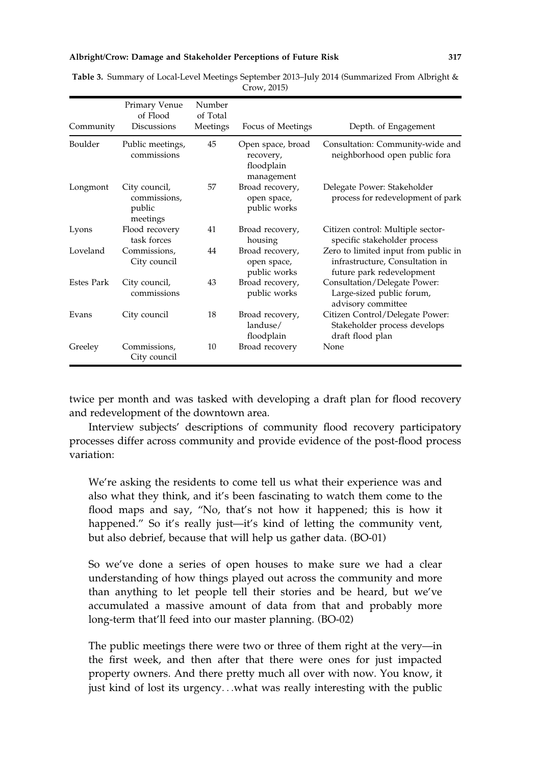**Table 3.** Summary of Local-Level Meetings September 2013–July 2014 (Summarized From Albright & Crow, 2015)

| Community | Primary Venue of Flood Discussions | Number of Total Meetings | Focus of Meetings | Depth. of Engagement |
|---|---|---|---|---|
| Boulder | Public meetings, commissions | 45 | Open space, broad recovery, floodplain management | Consultation: Community-wide and neighborhood open public fora |
| Longmont | City council, commissions, public meetings | 57 | Broad recovery, open space, public works | Delegate Power: Stakeholder process for redevelopment of park |
| Lyons | Flood recovery task forces | 41 | Broad recovery, housing | Citizen control: Multiple sector-specific stakeholder process |
| Loveland | Commissions, City council | 44 | Broad recovery, open space, public works | Zero to limited input from public in infrastructure, Consultation in future park redevelopment |
| Estes Park | City council, commissions | 43 | Broad recovery, public works | Consultation/Delegate Power: Large-sized public forum, advisory committee |
| Evans | City council | 18 | Broad recovery, landuse/ floodplain | Citizen Control/Delegate Power: Stakeholder process develops draft flood plan |
| Greeley | Commissions, City council | 10 | Broad recovery | None |

twice per month and was tasked with developing a draft plan for flood recovery and redevelopment of the downtown area.

Interview subjects' descriptions of community flood recovery participatory processes differ across community and provide evidence of the post-flood process variation:

> We're asking the residents to come tell us what their experience was and also what they think, and it's been fascinating to watch them come to the flood maps and say, "No, that's not how it happened; this is how it happened." So it's really just—it's kind of letting the community vent, but also debrief, because that will help us gather data. (BO-01)

> So we've done a series of open houses to make sure we had a clear understanding of how things played out across the community and more than anything to let people tell their stories and be heard, but we've accumulated a massive amount of data from that and probably more long-term that'll feed into our master planning. (BO-02)

> The public meetings there were two or three of them right at the very—in the first week, and then after that there were ones for just impacted property owners. And there pretty much all over with now. You know, it just kind of lost its urgency. . .what was really interesting with the public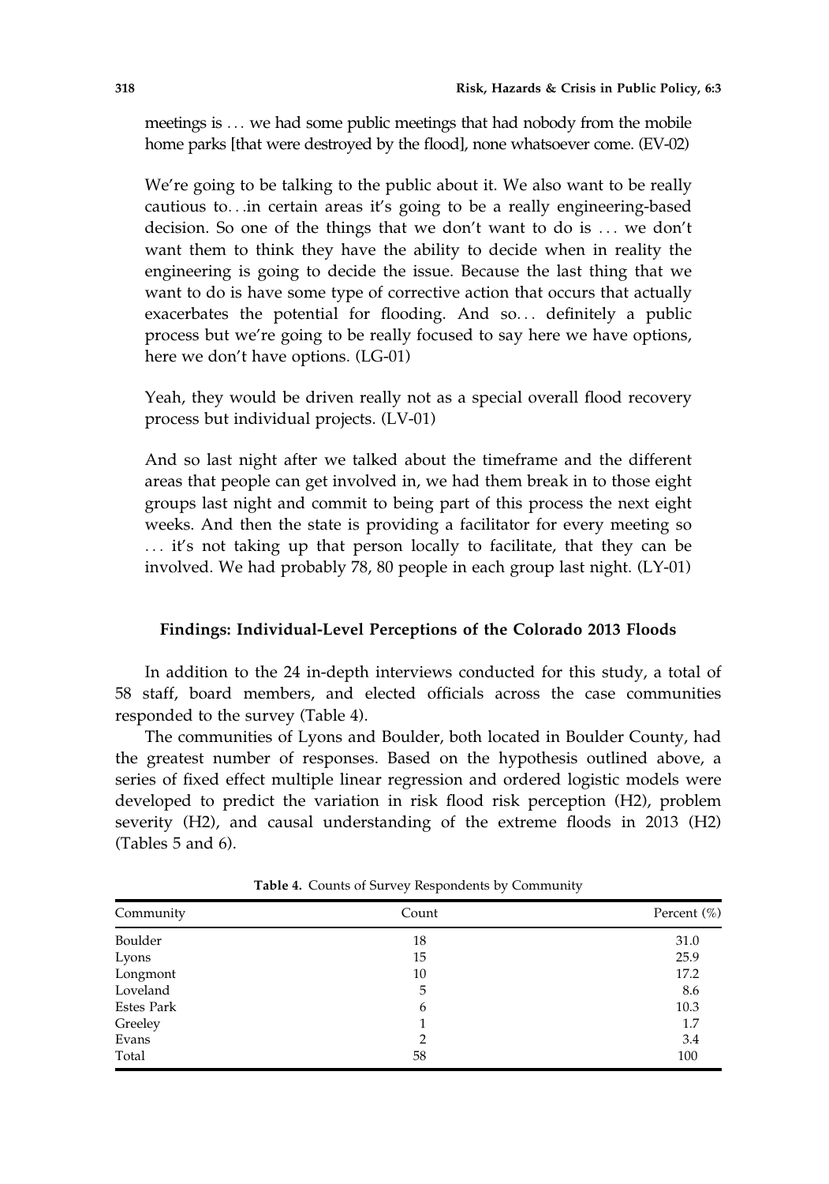meetings is … we had some public meetings that had nobody from the mobile home parks [that were destroyed by the flood], none whatsoever come. (EV-02)

We're going to be talking to the public about it. We also want to be really cautious to…in certain areas it's going to be a really engineering-based decision. So one of the things that we don't want to do is … we don't want them to think they have the ability to decide when in reality the engineering is going to decide the issue. Because the last thing that we want to do is have some type of corrective action that occurs that actually exacerbates the potential for flooding. And so… definitely a public process but we're going to be really focused to say here we have options, here we don't have options. (LG-01)

Yeah, they would be driven really not as a special overall flood recovery process but individual projects. (LV-01)

And so last night after we talked about the timeframe and the different areas that people can get involved in, we had them break in to those eight groups last night and commit to being part of this process the next eight weeks. And then the state is providing a facilitator for every meeting so … it's not taking up that person locally to facilitate, that they can be involved. We had probably 78, 80 people in each group last night. (LY-01)

### Findings: Individual-Level Perceptions of the Colorado 2013 Floods

In addition to the 24 in-depth interviews conducted for this study, a total of 58 staff, board members, and elected officials across the case communities responded to the survey (Table 4).

The communities of Lyons and Boulder, both located in Boulder County, had the greatest number of responses. Based on the hypothesis outlined above, a series of fixed effect multiple linear regression and ordered logistic models were developed to predict the variation in risk flood risk perception (H2), problem severity (H2), and causal understanding of the extreme floods in 2013 (H2) (Tables 5 and 6).

**Table 4.** Counts of Survey Respondents by Community

| Community | Count | Percent (%) |
|---|---|---|
| Boulder | 18 | 31.0 |
| Lyons | 15 | 25.9 |
| Longmont | 10 | 17.2 |
| Loveland | 5 | 8.6 |
| Estes Park | 6 | 10.3 |
| Greeley | 1 | 1.7 |
| Evans | 2 | 3.4 |
| Total | 58 | 100 |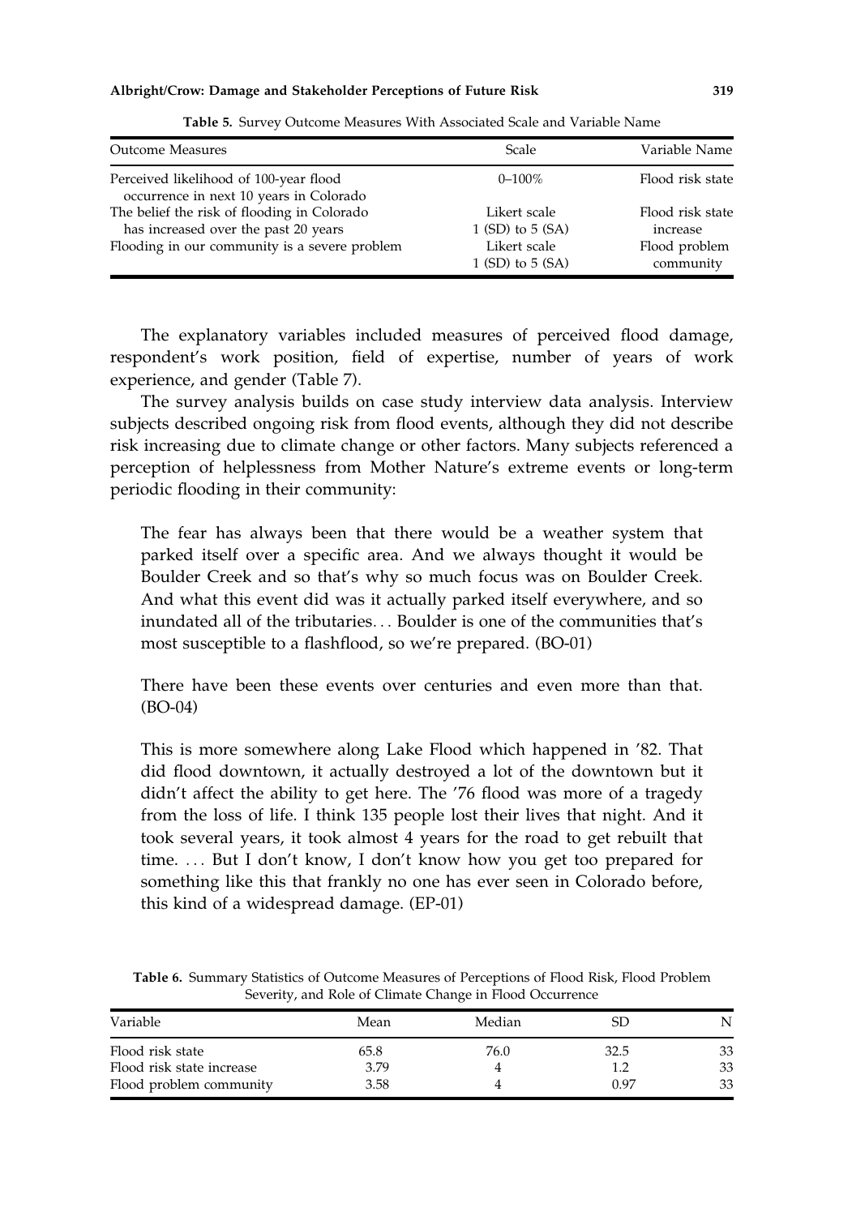**Table 5.** Survey Outcome Measures With Associated Scale and Variable Name

| Outcome Measures | Scale | Variable Name |
|---|---|---|
| Perceived likelihood of 100-year flood occurrence in next 10 years in Colorado | 0–100% | Flood risk state |
| The belief the risk of flooding in Colorado has increased over the past 20 years | Likert scale 1 (SD) to 5 (SA) | Flood risk state increase |
| Flooding in our community is a severe problem | Likert scale 1 (SD) to 5 (SA) | Flood problem community |

The explanatory variables included measures of perceived flood damage, respondent's work position, field of expertise, number of years of work experience, and gender (Table 7).

The survey analysis builds on case study interview data analysis. Interview subjects described ongoing risk from flood events, although they did not describe risk increasing due to climate change or other factors. Many subjects referenced a perception of helplessness from Mother Nature's extreme events or long-term periodic flooding in their community:

> The fear has always been that there would be a weather system that parked itself over a specific area. And we always thought it would be Boulder Creek and so that's why so much focus was on Boulder Creek. And what this event did was it actually parked itself everywhere, and so inundated all of the tributaries. . . Boulder is one of the communities that's most susceptible to a flashflood, so we're prepared. (BO-01)

> There have been these events over centuries and even more than that. (BO-04)

> This is more somewhere along Lake Flood which happened in '82. That did flood downtown, it actually destroyed a lot of the downtown but it didn't affect the ability to get here. The '76 flood was more of a tragedy from the loss of life. I think 135 people lost their lives that night. And it took several years, it took almost 4 years for the road to get rebuilt that time. . . . But I don't know, I don't know how you get too prepared for something like this that frankly no one has ever seen in Colorado before, this kind of a widespread damage. (EP-01)

**Table 6.** Summary Statistics of Outcome Measures of Perceptions of Flood Risk, Flood Problem Severity, and Role of Climate Change in Flood Occurrence

| Variable | Mean | Median | SD | N |
|---|---|---|---|---|
| Flood risk state | 65.8 | 76.0 | 32.5 | 33 |
| Flood risk state increase | 3.79 | 4 | 1.2 | 33 |
| Flood problem community | 3.58 | 4 | 0.97 | 33 |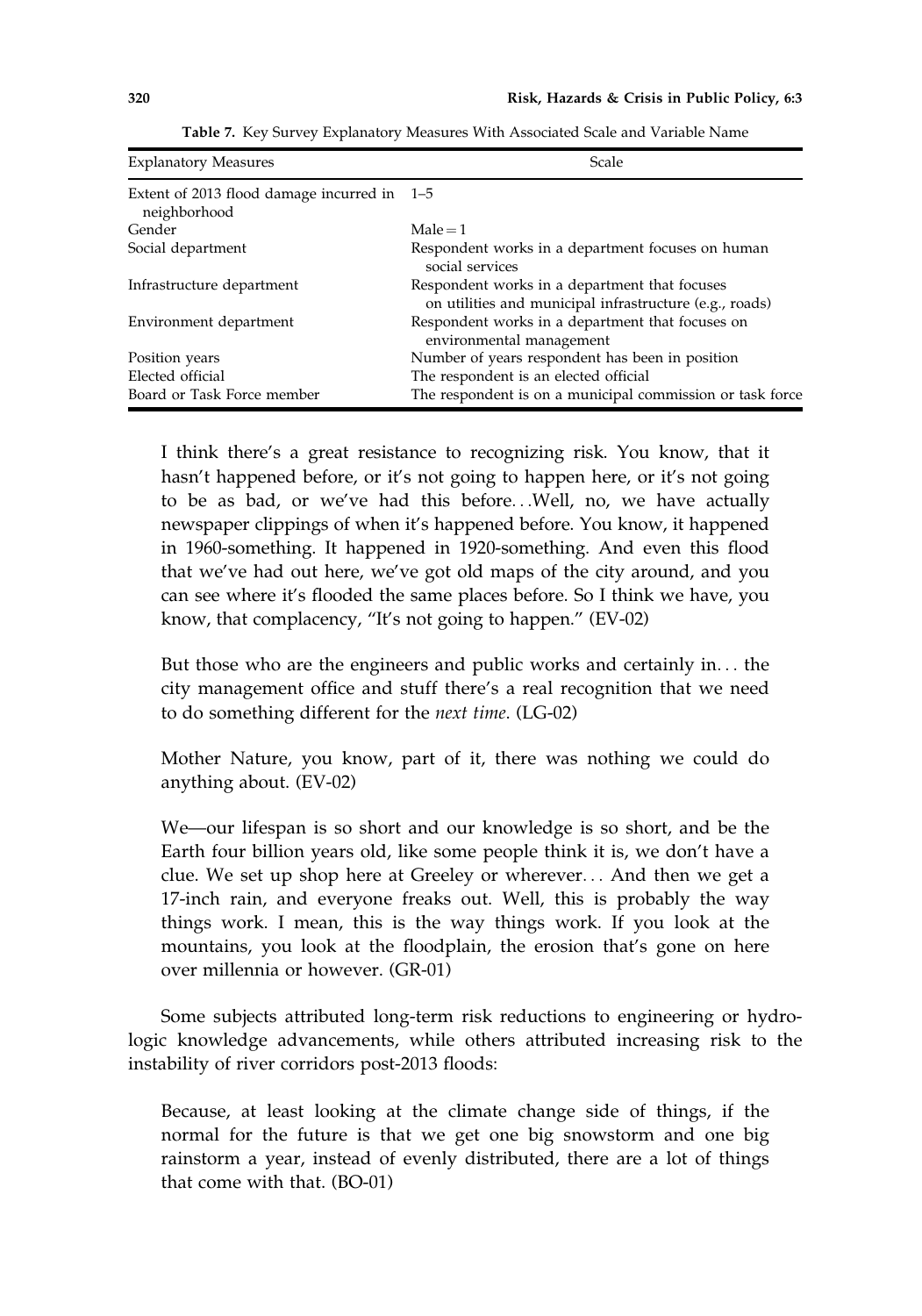**Table 7.** Key Survey Explanatory Measures With Associated Scale and Variable Name

| Explanatory Measures | Scale |
|---|---|
| Extent of 2013 flood damage incurred in neighborhood | 1–5 |
| Gender | Male = 1 |
| Social department | Respondent works in a department focuses on human social services |
| Infrastructure department | Respondent works in a department that focuses on utilities and municipal infrastructure (e.g., roads) |
| Environment department | Respondent works in a department that focuses on environmental management |
| Position years | Number of years respondent has been in position |
| Elected official | The respondent is an elected official |
| Board or Task Force member | The respondent is on a municipal commission or task force |

> I think there's a great resistance to recognizing risk. You know, that it hasn't happened before, or it's not going to happen here, or it's not going to be as bad, or we've had this before…Well, no, we have actually newspaper clippings of when it's happened before. You know, it happened in 1960-something. It happened in 1920-something. And even this flood that we've had out here, we've got old maps of the city around, and you can see where it's flooded the same places before. So I think we have, you know, that complacency, "It's not going to happen." (EV-02)

> But those who are the engineers and public works and certainly in… the city management office and stuff there's a real recognition that we need to do something different for the *next time*. (LG-02)

> Mother Nature, you know, part of it, there was nothing we could do anything about. (EV-02)

> We—our lifespan is so short and our knowledge is so short, and be the Earth four billion years old, like some people think it is, we don't have a clue. We set up shop here at Greeley or wherever… And then we get a 17-inch rain, and everyone freaks out. Well, this is probably the way things work. I mean, this is the way things work. If you look at the mountains, you look at the floodplain, the erosion that's gone on here over millennia or however. (GR-01)

Some subjects attributed long-term risk reductions to engineering or hydrologic knowledge advancements, while others attributed increasing risk to the instability of river corridors post-2013 floods:

> Because, at least looking at the climate change side of things, if the normal for the future is that we get one big snowstorm and one big rainstorm a year, instead of evenly distributed, there are a lot of things that come with that. (BO-01)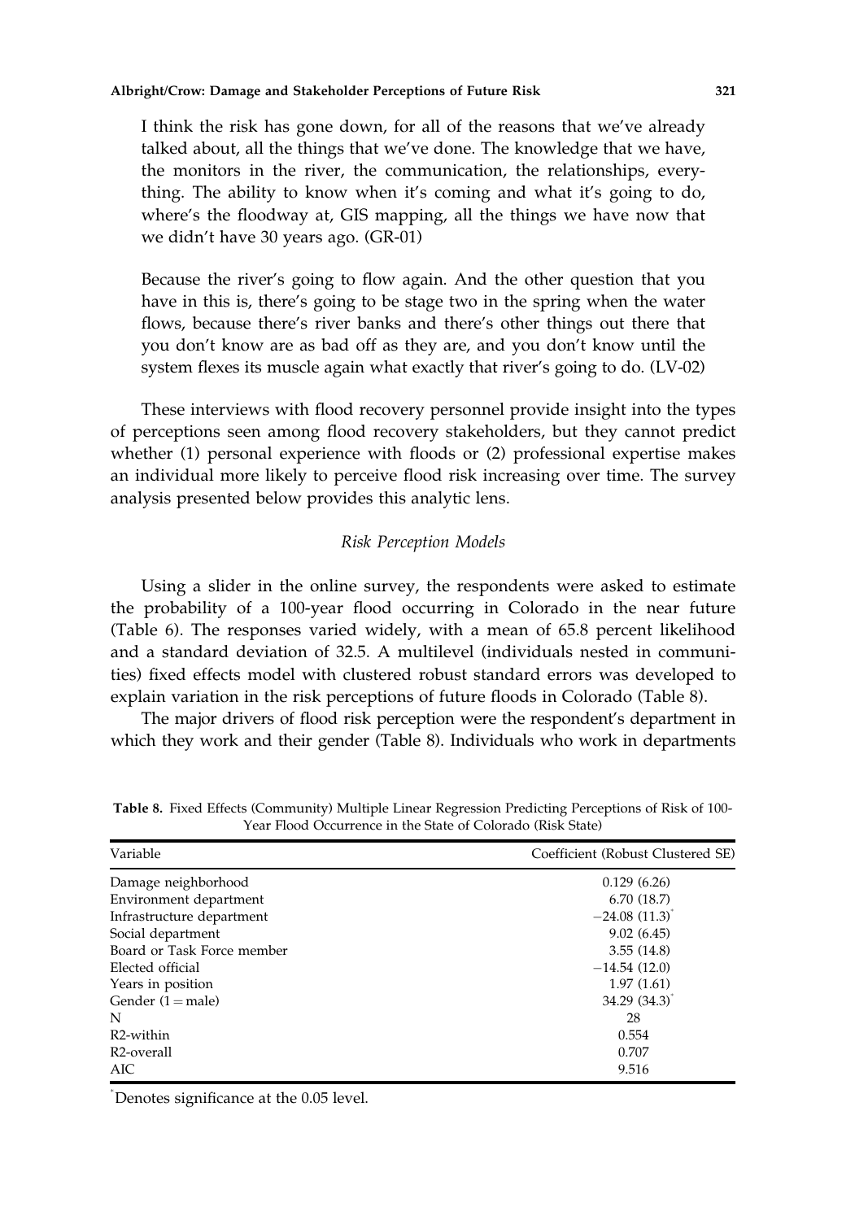I think the risk has gone down, for all of the reasons that we've already talked about, all the things that we've done. The knowledge that we have, the monitors in the river, the communication, the relationships, everything. The ability to know when it's coming and what it's going to do, where's the floodway at, GIS mapping, all the things we have now that we didn't have 30 years ago. (GR-01)

Because the river's going to flow again. And the other question that you have in this is, there's going to be stage two in the spring when the water flows, because there's river banks and there's other things out there that you don't know are as bad off as they are, and you don't know until the system flexes its muscle again what exactly that river's going to do. (LV-02)

These interviews with flood recovery personnel provide insight into the types of perceptions seen among flood recovery stakeholders, but they cannot predict whether (1) personal experience with floods or (2) professional expertise makes an individual more likely to perceive flood risk increasing over time. The survey analysis presented below provides this analytic lens.

### *Risk Perception Models*

Using a slider in the online survey, the respondents were asked to estimate the probability of a 100-year flood occurring in Colorado in the near future (Table 6). The responses varied widely, with a mean of 65.8 percent likelihood and a standard deviation of 32.5. A multilevel (individuals nested in communities) fixed effects model with clustered robust standard errors was developed to explain variation in the risk perceptions of future floods in Colorado (Table 8).

The major drivers of flood risk perception were the respondent's department in which they work and their gender (Table 8). Individuals who work in departments

**Table 8.** Fixed Effects (Community) Multiple Linear Regression Predicting Perceptions of Risk of 100-Year Flood Occurrence in the State of Colorado (Risk State)

| Variable | Coefficient (Robust Clustered SE) |
|---|---|
| Damage neighborhood | 0.129 (6.26) |
| Environment department | 6.70 (18.7) |
| Infrastructure department | −24.08 (11.3)* |
| Social department | 9.02 (6.45) |
| Board or Task Force member | 3.55 (14.8) |
| Elected official | −14.54 (12.0) |
| Years in position | 1.97 (1.61) |
| Gender (1 = male) | 34.29 (34.3)* |
| N | 28 |
| R2-within | 0.554 |
| R2-overall | 0.707 |
| AIC | 9.516 |

*Denotes significance at the 0.05 level.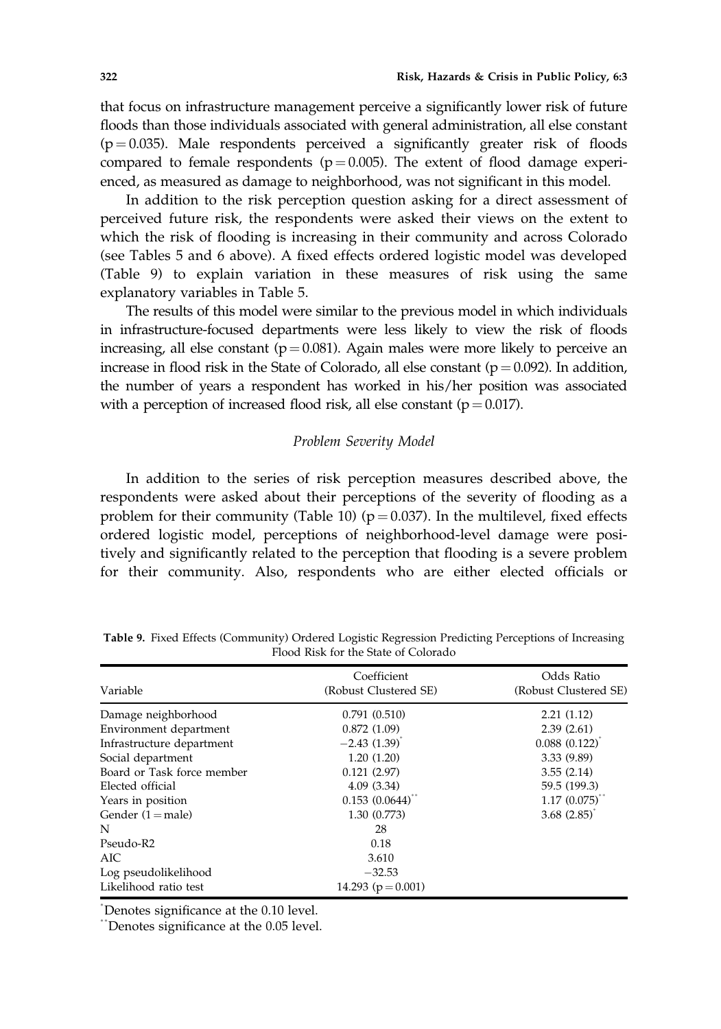that focus on infrastructure management perceive a significantly lower risk of future floods than those individuals associated with general administration, all else constant ($p = 0.035$). Male respondents perceived a significantly greater risk of floods compared to female respondents ($p = 0.005$). The extent of flood damage experienced, as measured as damage to neighborhood, was not significant in this model.

In addition to the risk perception question asking for a direct assessment of perceived future risk, the respondents were asked their views on the extent to which the risk of flooding is increasing in their community and across Colorado (see Tables 5 and 6 above). A fixed effects ordered logistic model was developed (Table 9) to explain variation in these measures of risk using the same explanatory variables in Table 5.

The results of this model were similar to the previous model in which individuals in infrastructure-focused departments were less likely to view the risk of floods increasing, all else constant ($p = 0.081$). Again males were more likely to perceive an increase in flood risk in the State of Colorado, all else constant ($p = 0.092$). In addition, the number of years a respondent has worked in his/her position was associated with a perception of increased flood risk, all else constant ($p = 0.017$).

### *Problem Severity Model*

In addition to the series of risk perception measures described above, the respondents were asked about their perceptions of the severity of flooding as a problem for their community (Table 10) ($p = 0.037$). In the multilevel, fixed effects ordered logistic model, perceptions of neighborhood-level damage were positively and significantly related to the perception that flooding is a severe problem for their community. Also, respondents who are either elected officials or

**Table 9.** Fixed Effects (Community) Ordered Logistic Regression Predicting Perceptions of Increasing Flood Risk for the State of Colorado

| Variable | Coefficient (Robust Clustered SE) | Odds Ratio (Robust Clustered SE) |
|---|---|---|
| Damage neighborhood | 0.791 (0.510) | 2.21 (1.12) |
| Environment department | 0.872 (1.09) | 2.39 (2.61) |
| Infrastructure department | −2.43 (1.39)* | 0.088 (0.122)* |
| Social department | 1.20 (1.20) | 3.33 (9.89) |
| Board or Task force member | 0.121 (2.97) | 3.55 (2.14) |
| Elected official | 4.09 (3.34) | 59.5 (199.3) |
| Years in position | 0.153 (0.0644)** | 1.17 (0.075)** |
| Gender (1 = male) | 1.30 (0.773) | 3.68 (2.85)* |
| N | 28 | |
| Pseudo-R2 | 0.18 | |
| AIC | 3.610 | |
| Log pseudolikelihood | −32.53 | |
| Likelihood ratio test | 14.293 ($p = 0.001$) | |

*Denotes significance at the 0.10 level.

**Denotes significance at the 0.05 level.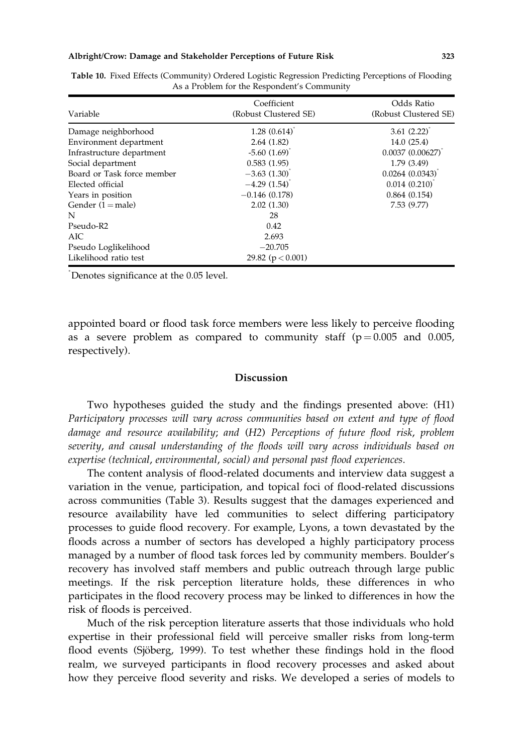Table 10. Fixed Effects (Community) Ordered Logistic Regression Predicting Perceptions of Flooding As a Problem for the Respondent's Community

| Variable | Coefficient (Robust Clustered SE) | Odds Ratio (Robust Clustered SE) |
|---|---|---|
| Damage neighborhood | 1.28 (0.614)* | 3.61 (2.22)* |
| Environment department | 2.64 (1.82) | 14.0 (25.4) |
| Infrastructure department | -5.60 (1.69)* | 0.0037 (0.00627)* |
| Social department | 0.583 (1.95) | 1.79 (3.49) |
| Board or Task force member | −3.63 (1.30)* | 0.0264 (0.0343)* |
| Elected official | −4.29 (1.54)* | 0.014 (0.210)* |
| Years in position | −0.146 (0.178) | 0.864 (0.154) |
| Gender (1 = male) | 2.02 (1.30) | 7.53 (9.77) |
| N | 28 | |
| Pseudo-R2 | 0.42 | |
| AIC | 2.693 | |
| Pseudo Loglikelihood | −20.705 | |
| Likelihood ratio test | 29.82 ($p < 0.001$) | |

*Denotes significance at the 0.05 level.

appointed board or flood task force members were less likely to perceive flooding as a severe problem as compared to community staff ($p = 0.005$ and 0.005, respectively).

## Discussion

Two hypotheses guided the study and the findings presented above: (H1) *Participatory processes will vary across communities based on extent and type of flood damage and resource availability; and (H2) Perceptions of future flood risk, problem severity, and causal understanding of the floods will vary across individuals based on expertise (technical, environmental, social) and personal past flood experiences.*

The content analysis of flood-related documents and interview data suggest a variation in the venue, participation, and topical foci of flood-related discussions across communities (Table 3). Results suggest that the damages experienced and resource availability have led communities to select differing participatory processes to guide flood recovery. For example, Lyons, a town devastated by the floods across a number of sectors has developed a highly participatory process managed by a number of flood task forces led by community members. Boulder's recovery has involved staff members and public outreach through large public meetings. If the risk perception literature holds, these differences in who participates in the flood recovery process may be linked to differences in how the risk of floods is perceived.

Much of the risk perception literature asserts that those individuals who hold expertise in their professional field will perceive smaller risks from long-term flood events (Sjöberg, 1999). To test whether these findings hold in the flood realm, we surveyed participants in flood recovery processes and asked about how they perceive flood severity and risks. We developed a series of models to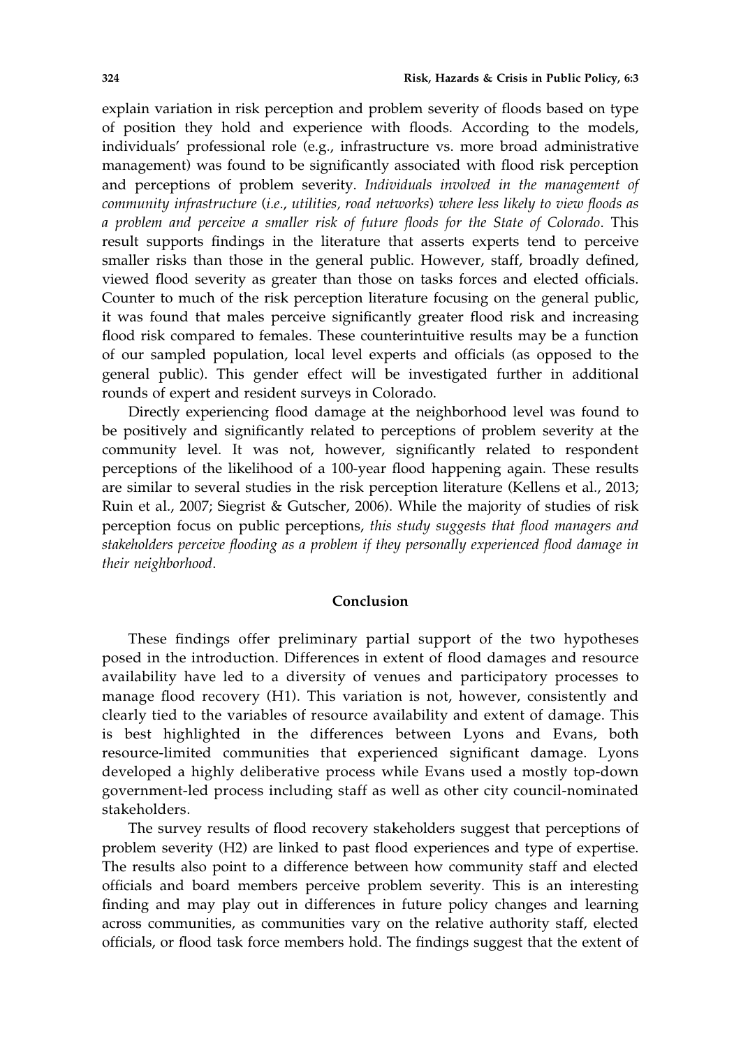explain variation in risk perception and problem severity of floods based on type of position they hold and experience with floods. According to the models, individuals' professional role (e.g., infrastructure vs. more broad administrative management) was found to be significantly associated with flood risk perception and perceptions of problem severity. *Individuals involved in the management of community infrastructure* (*i.e*., *utilities, road networks*) *where less likely to view floods as a problem and perceive a smaller risk of future floods for the State of Colorado*. This result supports findings in the literature that asserts experts tend to perceive smaller risks than those in the general public. However, staff, broadly defined, viewed flood severity as greater than those on tasks forces and elected officials. Counter to much of the risk perception literature focusing on the general public, it was found that males perceive significantly greater flood risk and increasing flood risk compared to females. These counterintuitive results may be a function of our sampled population, local level experts and officials (as opposed to the general public). This gender effect will be investigated further in additional rounds of expert and resident surveys in Colorado.

Directly experiencing flood damage at the neighborhood level was found to be positively and significantly related to perceptions of problem severity at the community level. It was not, however, significantly related to respondent perceptions of the likelihood of a 100-year flood happening again. These results are similar to several studies in the risk perception literature (Kellens et al., 2013; Ruin et al., 2007; Siegrist & Gutscher, 2006). While the majority of studies of risk perception focus on public perceptions, *this study suggests that flood managers and stakeholders perceive flooding as a problem if they personally experienced flood damage in their neighborhood*.

## Conclusion

These findings offer preliminary partial support of the two hypotheses posed in the introduction. Differences in extent of flood damages and resource availability have led to a diversity of venues and participatory processes to manage flood recovery (H1). This variation is not, however, consistently and clearly tied to the variables of resource availability and extent of damage. This is best highlighted in the differences between Lyons and Evans, both resource-limited communities that experienced significant damage. Lyons developed a highly deliberative process while Evans used a mostly top-down government-led process including staff as well as other city council-nominated stakeholders.

The survey results of flood recovery stakeholders suggest that perceptions of problem severity (H2) are linked to past flood experiences and type of expertise. The results also point to a difference between how community staff and elected officials and board members perceive problem severity. This is an interesting finding and may play out in differences in future policy changes and learning across communities, as communities vary on the relative authority staff, elected officials, or flood task force members hold. The findings suggest that the extent of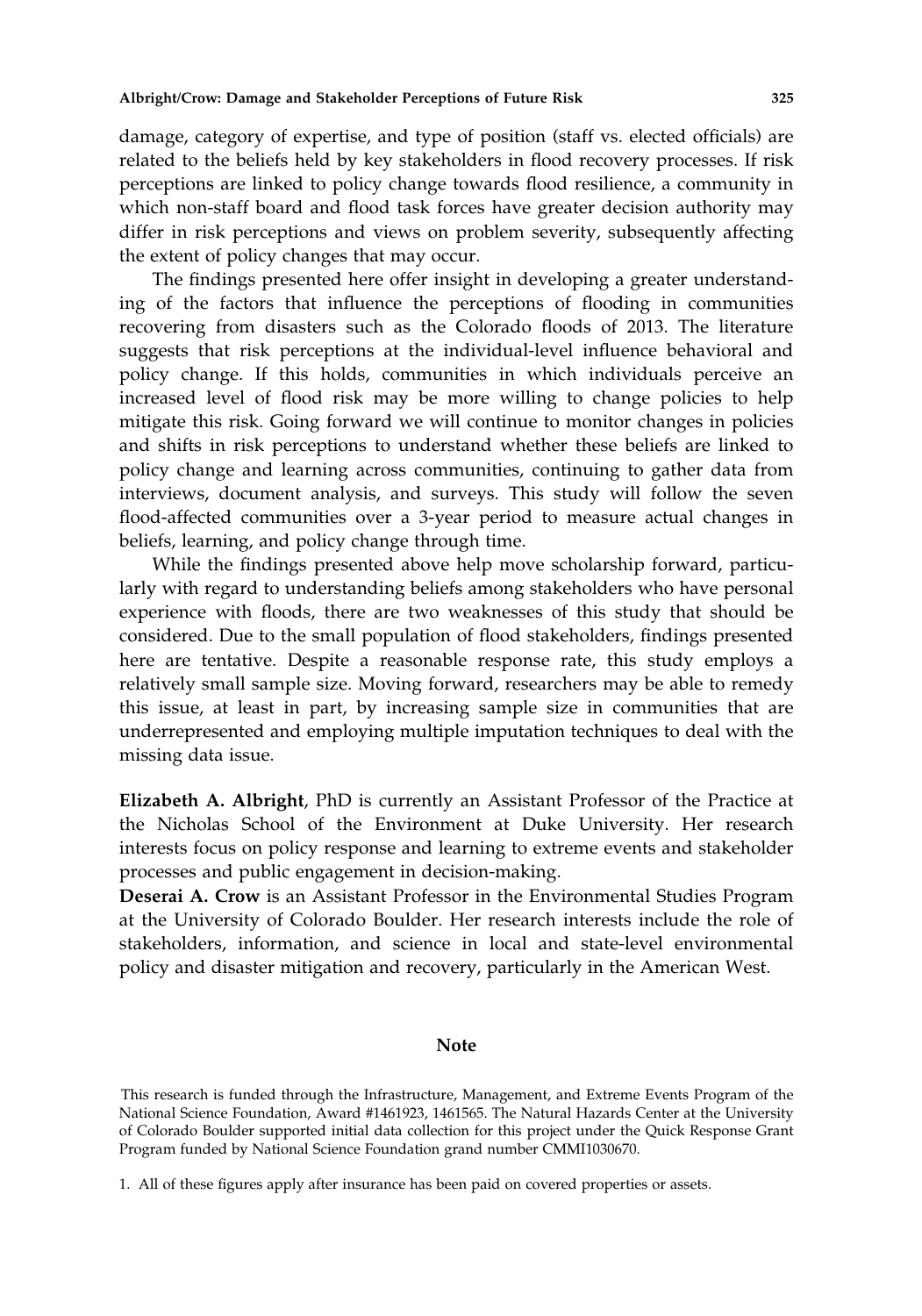damage, category of expertise, and type of position (staff vs. elected officials) are related to the beliefs held by key stakeholders in flood recovery processes. If risk perceptions are linked to policy change towards flood resilience, a community in which non-staff board and flood task forces have greater decision authority may differ in risk perceptions and views on problem severity, subsequently affecting the extent of policy changes that may occur.

The findings presented here offer insight in developing a greater understanding of the factors that influence the perceptions of flooding in communities recovering from disasters such as the Colorado floods of 2013. The literature suggests that risk perceptions at the individual-level influence behavioral and policy change. If this holds, communities in which individuals perceive an increased level of flood risk may be more willing to change policies to help mitigate this risk. Going forward we will continue to monitor changes in policies and shifts in risk perceptions to understand whether these beliefs are linked to policy change and learning across communities, continuing to gather data from interviews, document analysis, and surveys. This study will follow the seven flood-affected communities over a 3-year period to measure actual changes in beliefs, learning, and policy change through time.

While the findings presented above help move scholarship forward, particularly with regard to understanding beliefs among stakeholders who have personal experience with floods, there are two weaknesses of this study that should be considered. Due to the small population of flood stakeholders, findings presented here are tentative. Despite a reasonable response rate, this study employs a relatively small sample size. Moving forward, researchers may be able to remedy this issue, at least in part, by increasing sample size in communities that are underrepresented and employing multiple imputation techniques to deal with the missing data issue.

**Elizabeth A. Albright**, PhD is currently an Assistant Professor of the Practice at the Nicholas School of the Environment at Duke University. Her research interests focus on policy response and learning to extreme events and stakeholder processes and public engagement in decision-making.

**Deserai A. Crow** is an Assistant Professor in the Environmental Studies Program at the University of Colorado Boulder. Her research interests include the role of stakeholders, information, and science in local and state-level environmental policy and disaster mitigation and recovery, particularly in the American West.

## Note

This research is funded through the Infrastructure, Management, and Extreme Events Program of the National Science Foundation, Award #1461923, 1461565. The Natural Hazards Center at the University of Colorado Boulder supported initial data collection for this project under the Quick Response Grant Program funded by National Science Foundation grand number CMMI1030670.

1. All of these figures apply after insurance has been paid on covered properties or assets.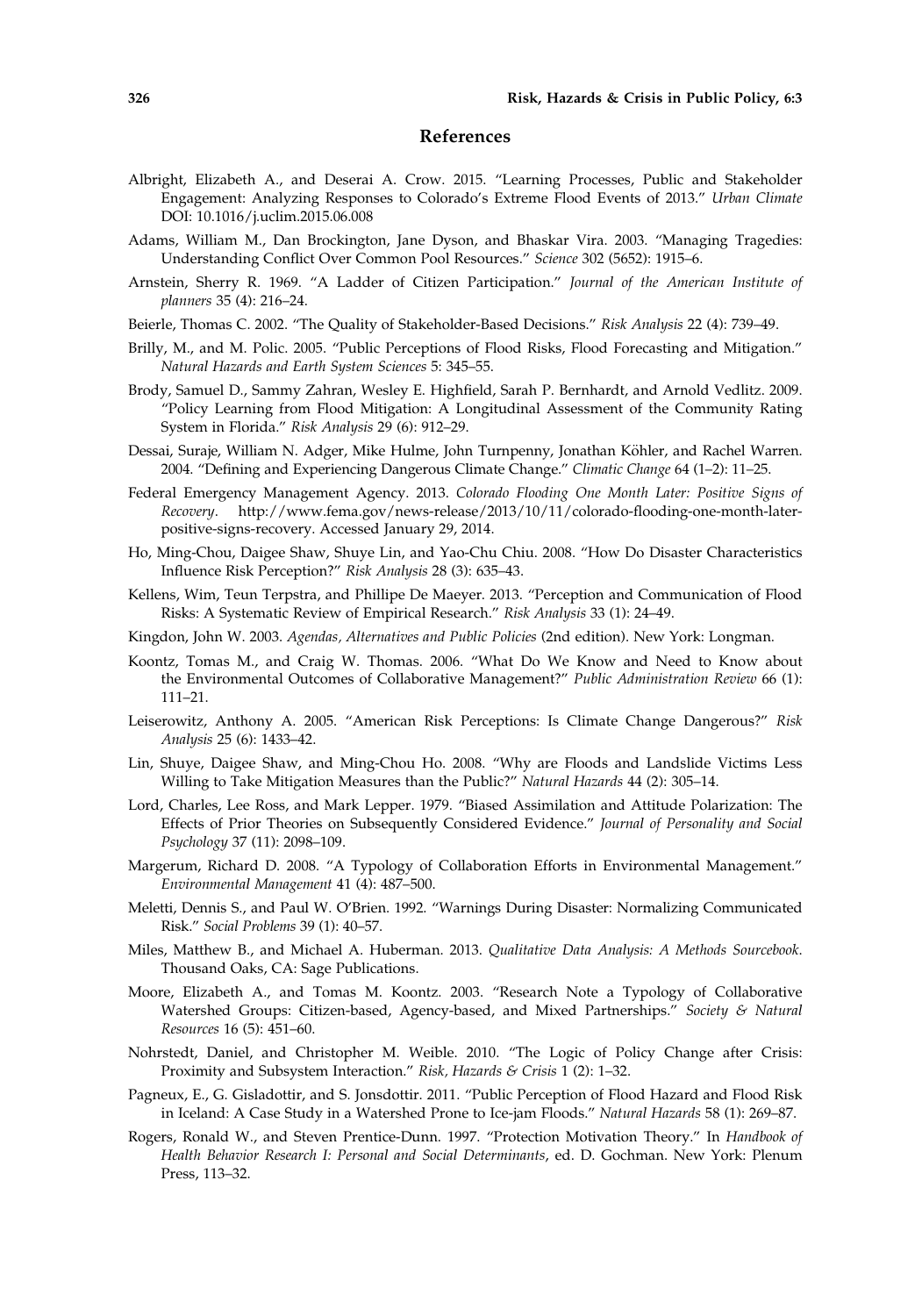## References

Albright, Elizabeth A., and Deserai A. Crow. 2015. "Learning Processes, Public and Stakeholder Engagement: Analyzing Responses to Colorado's Extreme Flood Events of 2013." *Urban Climate* DOI: 10.1016/j.uclim.2015.06.008

Adams, William M., Dan Brockington, Jane Dyson, and Bhaskar Vira. 2003. "Managing Tragedies: Understanding Conflict Over Common Pool Resources." *Science* 302 (5652): 1915–6.

Arnstein, Sherry R. 1969. "A Ladder of Citizen Participation." *Journal of the American Institute of planners* 35 (4): 216–24.

Beierle, Thomas C. 2002. "The Quality of Stakeholder-Based Decisions." *Risk Analysis* 22 (4): 739–49.

Brilly, M., and M. Polic. 2005. "Public Perceptions of Flood Risks, Flood Forecasting and Mitigation." *Natural Hazards and Earth System Sciences* 5: 345–55.

Brody, Samuel D., Sammy Zahran, Wesley E. Highfield, Sarah P. Bernhardt, and Arnold Vedlitz. 2009. "Policy Learning from Flood Mitigation: A Longitudinal Assessment of the Community Rating System in Florida." *Risk Analysis* 29 (6): 912–29.

Dessai, Suraje, William N. Adger, Mike Hulme, John Turnpenny, Jonathan Köhler, and Rachel Warren. 2004. "Defining and Experiencing Dangerous Climate Change." *Climatic Change* 64 (1–2): 11–25.

Federal Emergency Management Agency. 2013. *Colorado Flooding One Month Later: Positive Signs of Recovery*. http://www.fema.gov/news-release/2013/10/11/colorado-flooding-one-month-later-positive-signs-recovery. Accessed January 29, 2014.

Ho, Ming-Chou, Daigee Shaw, Shuye Lin, and Yao-Chu Chiu. 2008. "How Do Disaster Characteristics Influence Risk Perception?" *Risk Analysis* 28 (3): 635–43.

Kellens, Wim, Teun Terpstra, and Phillipe De Maeyer. 2013. "Perception and Communication of Flood Risks: A Systematic Review of Empirical Research." *Risk Analysis* 33 (1): 24–49.

Kingdon, John W. 2003. *Agendas, Alternatives and Public Policies* (2nd edition). New York: Longman.

Koontz, Tomas M., and Craig W. Thomas. 2006. "What Do We Know and Need to Know about the Environmental Outcomes of Collaborative Management?" *Public Administration Review* 66 (1): 111–21.

Leiserowitz, Anthony A. 2005. "American Risk Perceptions: Is Climate Change Dangerous?" *Risk Analysis* 25 (6): 1433–42.

Lin, Shuye, Daigee Shaw, and Ming-Chou Ho. 2008. "Why are Floods and Landslide Victims Less Willing to Take Mitigation Measures than the Public?" *Natural Hazards* 44 (2): 305–14.

Lord, Charles, Lee Ross, and Mark Lepper. 1979. "Biased Assimilation and Attitude Polarization: The Effects of Prior Theories on Subsequently Considered Evidence." *Journal of Personality and Social Psychology* 37 (11): 2098–109.

Margerum, Richard D. 2008. "A Typology of Collaboration Efforts in Environmental Management." *Environmental Management* 41 (4): 487–500.

Meletti, Dennis S., and Paul W. O'Brien. 1992. "Warnings During Disaster: Normalizing Communicated Risk." *Social Problems* 39 (1): 40–57.

Miles, Matthew B., and Michael A. Huberman. 2013. *Qualitative Data Analysis: A Methods Sourcebook*. Thousand Oaks, CA: Sage Publications.

Moore, Elizabeth A., and Tomas M. Koontz. 2003. "Research Note a Typology of Collaborative Watershed Groups: Citizen-based, Agency-based, and Mixed Partnerships." *Society & Natural Resources* 16 (5): 451–60.

Nohrstedt, Daniel, and Christopher M. Weible. 2010. "The Logic of Policy Change after Crisis: Proximity and Subsystem Interaction." *Risk, Hazards & Crisis* 1 (2): 1–32.

Pagneux, E., G. Gisladottir, and S. Jonsdottir. 2011. "Public Perception of Flood Hazard and Flood Risk in Iceland: A Case Study in a Watershed Prone to Ice-jam Floods." *Natural Hazards* 58 (1): 269–87.

Rogers, Ronald W., and Steven Prentice-Dunn. 1997. "Protection Motivation Theory." In *Handbook of Health Behavior Research I: Personal and Social Determinants*, ed. D. Gochman. New York: Plenum Press, 113–32.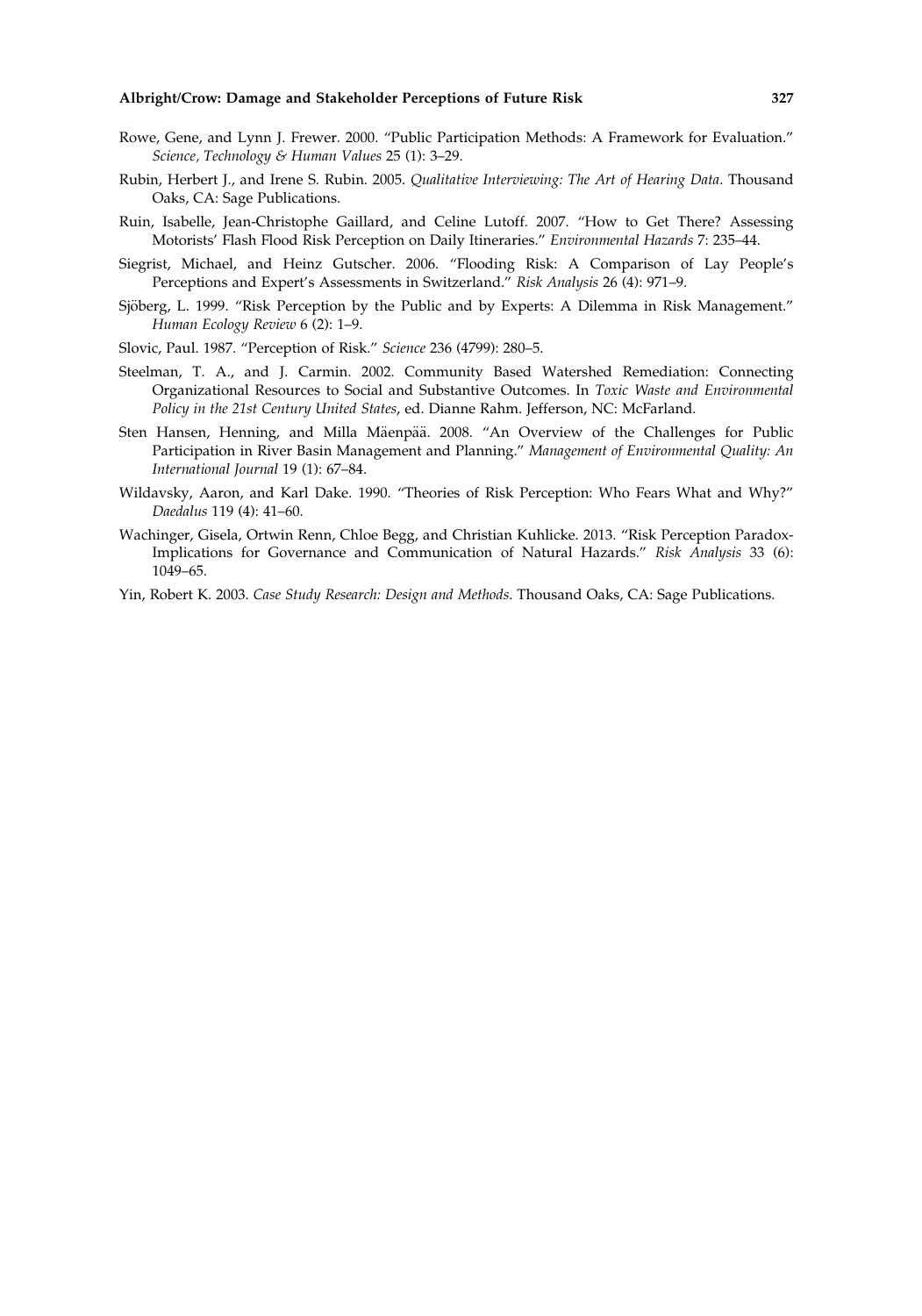Rowe, Gene, and Lynn J. Frewer. 2000. "Public Participation Methods: A Framework for Evaluation." *Science, Technology & Human Values* 25 (1): 3–29.

Rubin, Herbert J., and Irene S. Rubin. 2005. *Qualitative Interviewing: The Art of Hearing Data*. Thousand Oaks, CA: Sage Publications.

Ruin, Isabelle, Jean-Christophe Gaillard, and Celine Lutoff. 2007. "How to Get There? Assessing Motorists' Flash Flood Risk Perception on Daily Itineraries." *Environmental Hazards* 7: 235–44.

Siegrist, Michael, and Heinz Gutscher. 2006. "Flooding Risk: A Comparison of Lay People's Perceptions and Expert's Assessments in Switzerland." *Risk Analysis* 26 (4): 971–9.

Sjöberg, L. 1999. "Risk Perception by the Public and by Experts: A Dilemma in Risk Management." *Human Ecology Review* 6 (2): 1–9.

Slovic, Paul. 1987. "Perception of Risk." *Science* 236 (4799): 280–5.

Steelman, T. A., and J. Carmin. 2002. Community Based Watershed Remediation: Connecting Organizational Resources to Social and Substantive Outcomes. In *Toxic Waste and Environmental Policy in the 21st Century United States*, ed. Dianne Rahm. Jefferson, NC: McFarland.

Sten Hansen, Henning, and Milla Mäenpää. 2008. "An Overview of the Challenges for Public Participation in River Basin Management and Planning." *Management of Environmental Quality: An International Journal* 19 (1): 67–84.

Wildavsky, Aaron, and Karl Dake. 1990. "Theories of Risk Perception: Who Fears What and Why?" *Daedalus* 119 (4): 41–60.

Wachinger, Gisela, Ortwin Renn, Chloe Begg, and Christian Kuhlicke. 2013. "Risk Perception Paradox-Implications for Governance and Communication of Natural Hazards." *Risk Analysis* 33 (6): 1049–65.

Yin, Robert K. 2003. *Case Study Research: Design and Methods*. Thousand Oaks, CA: Sage Publications.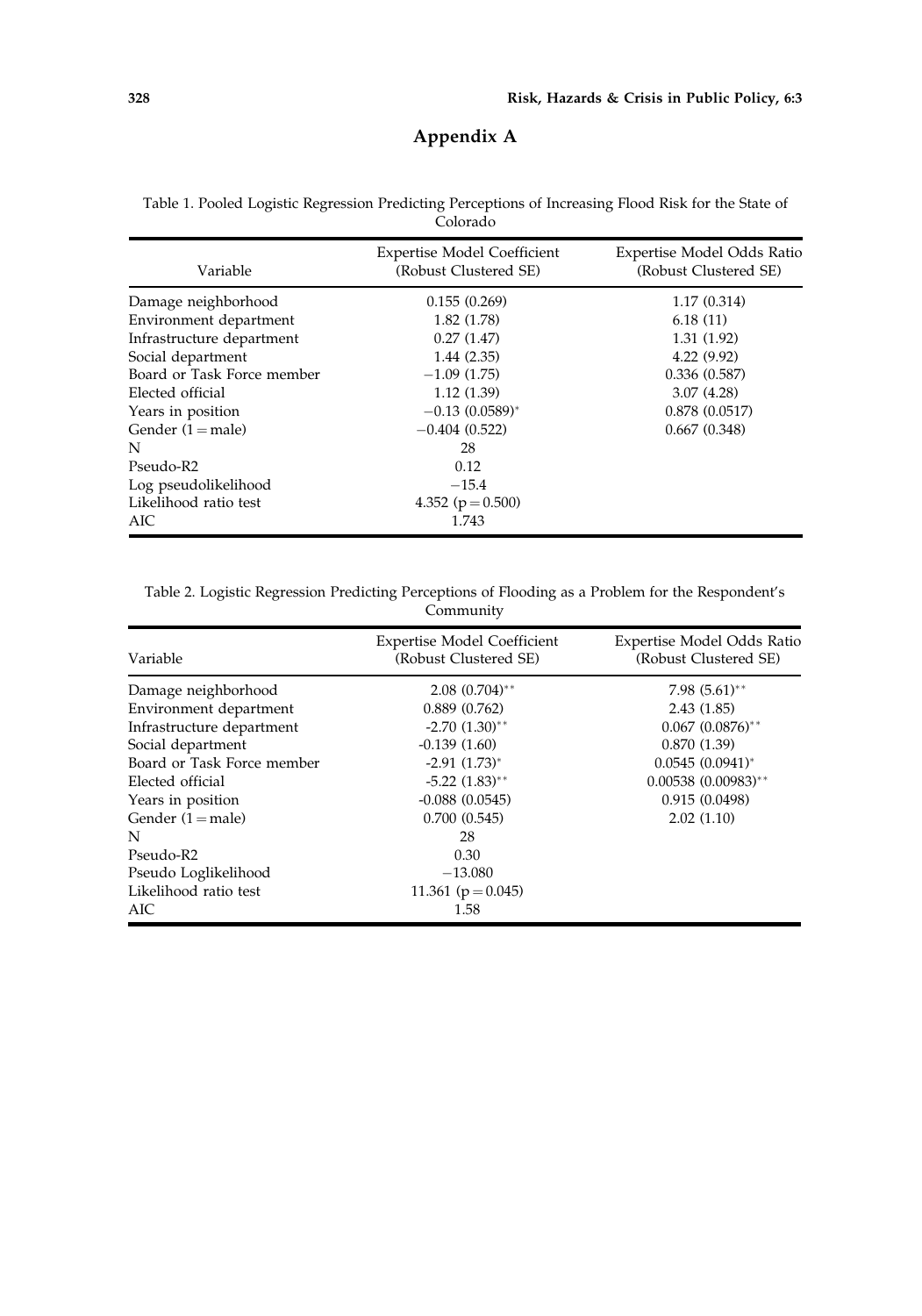# Appendix A

Table 1. Pooled Logistic Regression Predicting Perceptions of Increasing Flood Risk for the State of Colorado

| Variable | Expertise Model Coefficient (Robust Clustered SE) | Expertise Model Odds Ratio (Robust Clustered SE) |
|---|---|---|
| Damage neighborhood | 0.155 (0.269) | 1.17 (0.314) |
| Environment department | 1.82 (1.78) | 6.18 (11) |
| Infrastructure department | 0.27 (1.47) | 1.31 (1.92) |
| Social department | 1.44 (2.35) | 4.22 (9.92) |
| Board or Task Force member | −1.09 (1.75) | 0.336 (0.587) |
| Elected official | 1.12 (1.39) | 3.07 (4.28) |
| Years in position | −0.13 (0.0589)* | 0.878 (0.0517) |
| Gender (1 = male) | −0.404 (0.522) | 0.667 (0.348) |
| N | 28 | |
| Pseudo-R2 | 0.12 | |
| Log pseudolikelihood | −15.4 | |
| Likelihood ratio test | 4.352 ($p = 0.500$) | |
| AIC | 1.743 | |

Table 2. Logistic Regression Predicting Perceptions of Flooding as a Problem for the Respondent's Community

| Variable | Expertise Model Coefficient (Robust Clustered SE) | Expertise Model Odds Ratio (Robust Clustered SE) |
|---|---|---|
| Damage neighborhood | 2.08 (0.704)** | 7.98 (5.61)** |
| Environment department | 0.889 (0.762) | 2.43 (1.85) |
| Infrastructure department | -2.70 (1.30)** | 0.067 (0.0876)** |
| Social department | -0.139 (1.60) | 0.870 (1.39) |
| Board or Task Force member | -2.91 (1.73)* | 0.0545 (0.0941)* |
| Elected official | -5.22 (1.83)** | 0.00538 (0.00983)** |
| Years in position | -0.088 (0.0545) | 0.915 (0.0498) |
| Gender (1 = male) | 0.700 (0.545) | 2.02 (1.10) |
| N | 28 | |
| Pseudo-R2 | 0.30 | |
| Pseudo Loglikelihood | −13.080 | |
| Likelihood ratio test | 11.361 ($p = 0.045$) | |
| AIC | 1.58 | |